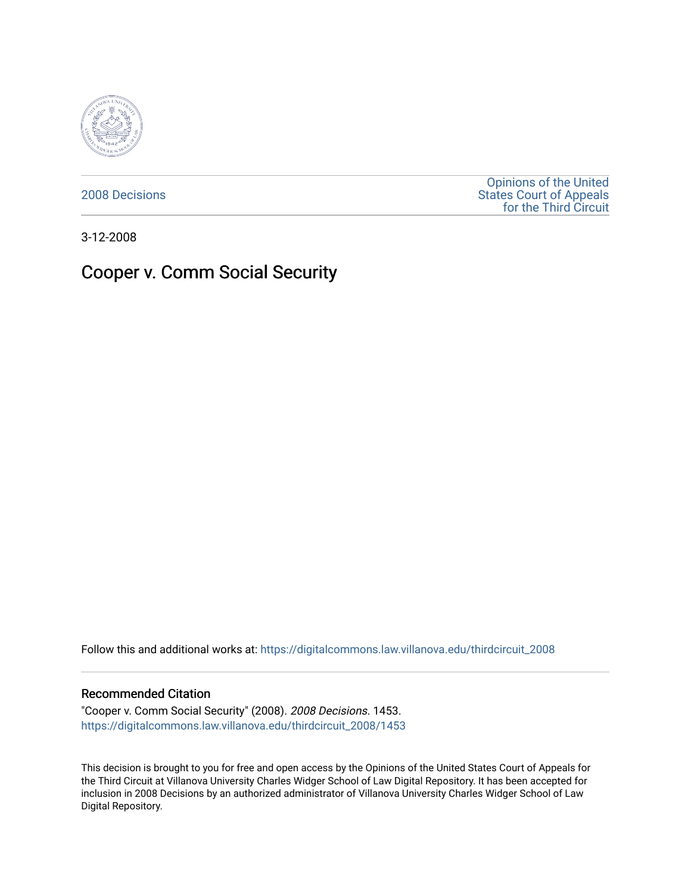2008 Decisions

Opinions of the United States Court of Appeals for the Third Circuit

3-12-2008

# Cooper v. Comm Social Security

Follow this and additional works at: https://digitalcommons.law.villanova.edu/thirdcircuit_2008

## Recommended Citation

"Cooper v. Comm Social Security" (2008). *2008 Decisions*. 1453.
https://digitalcommons.law.villanova.edu/thirdcircuit_2008/1453

This decision is brought to you for free and open access by the Opinions of the United States Court of Appeals for the Third Circuit at Villanova University Charles Widger School of Law Digital Repository. It has been accepted for inclusion in 2008 Decisions by an authorized administrator of Villanova University Charles Widger School of Law Digital Repository.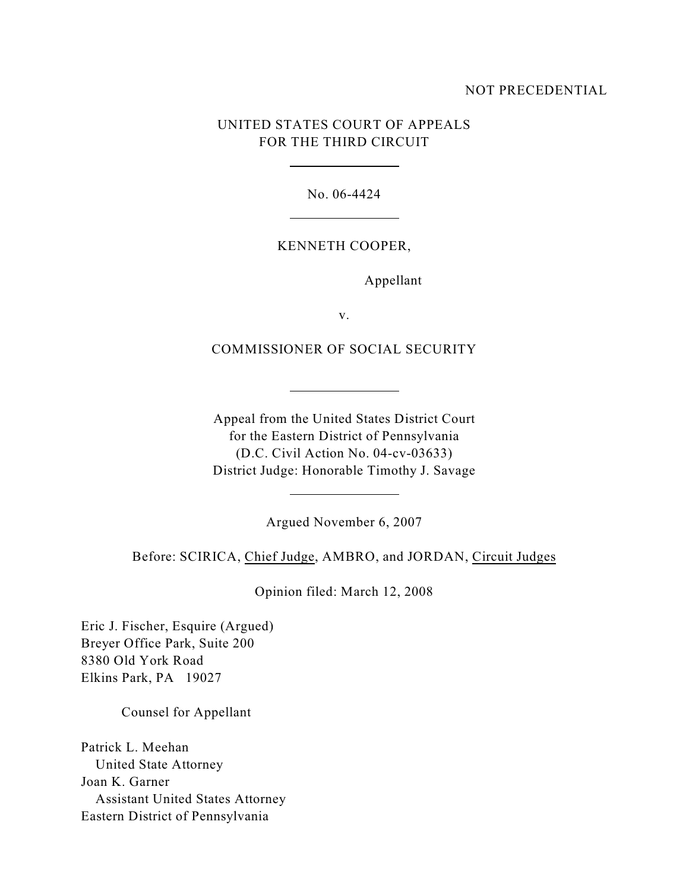NOT PRECEDENTIAL

UNITED STATES COURT OF APPEALS
FOR THE THIRD CIRCUIT

---

No. 06-4424

---

KENNETH COOPER,

Appellant

v.

COMMISSIONER OF SOCIAL SECURITY

---

Appeal from the United States District Court
for the Eastern District of Pennsylvania
(D.C. Civil Action No. 04-cv-03633)
District Judge: Honorable Timothy J. Savage

---

Argued November 6, 2007

Before: SCIRICA, Chief Judge, AMBRO, and JORDAN, Circuit Judges

Opinion filed: March 12, 2008

Eric J. Fischer, Esquire (Argued)
Breyer Office Park, Suite 200
8380 Old York Road
Elkins Park, PA 19027

Counsel for Appellant

Patrick L. Meehan
United State Attorney
Joan K. Garner
Assistant United States Attorney
Eastern District of Pennsylvania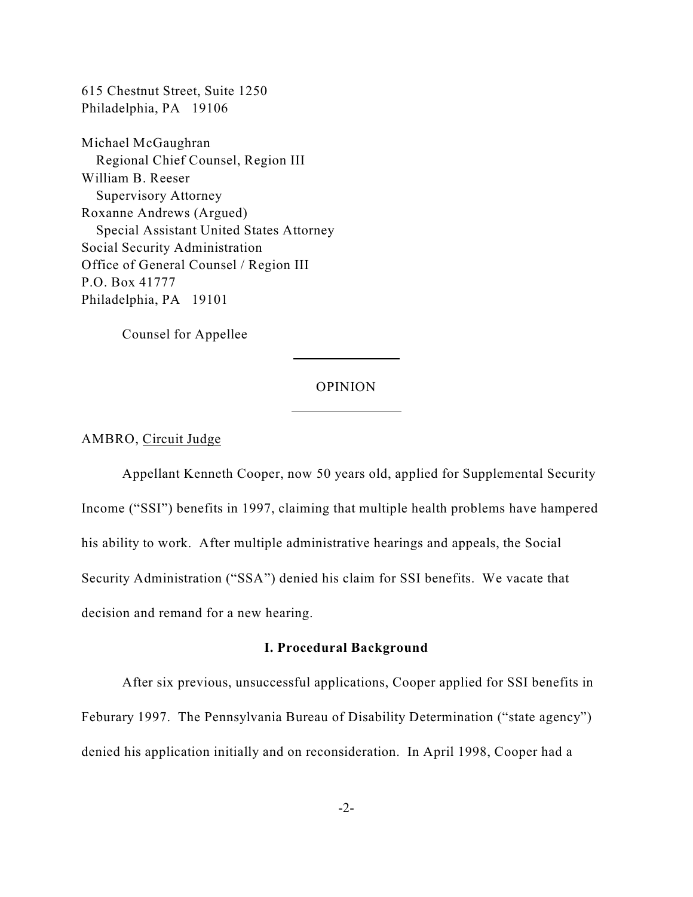615 Chestnut Street, Suite 1250
Philadelphia, PA 19106

Michael McGaughran
Regional Chief Counsel, Region III
William B. Reeser
Supervisory Attorney
Roxanne Andrews (Argued)
Special Assistant United States Attorney
Social Security Administration
Office of General Counsel / Region III
P.O. Box 41777
Philadelphia, PA 19101

Counsel for Appellee

---

OPINION

---

AMBRO, Circuit Judge

Appellant Kenneth Cooper, now 50 years old, applied for Supplemental Security Income ("SSI") benefits in 1997, claiming that multiple health problems have hampered his ability to work. After multiple administrative hearings and appeals, the Social Security Administration ("SSA") denied his claim for SSI benefits. We vacate that decision and remand for a new hearing.

**I. Procedural Background**

After six previous, unsuccessful applications, Cooper applied for SSI benefits in Feburary 1997. The Pennsylvania Bureau of Disability Determination ("state agency") denied his application initially and on reconsideration. In April 1998, Cooper had a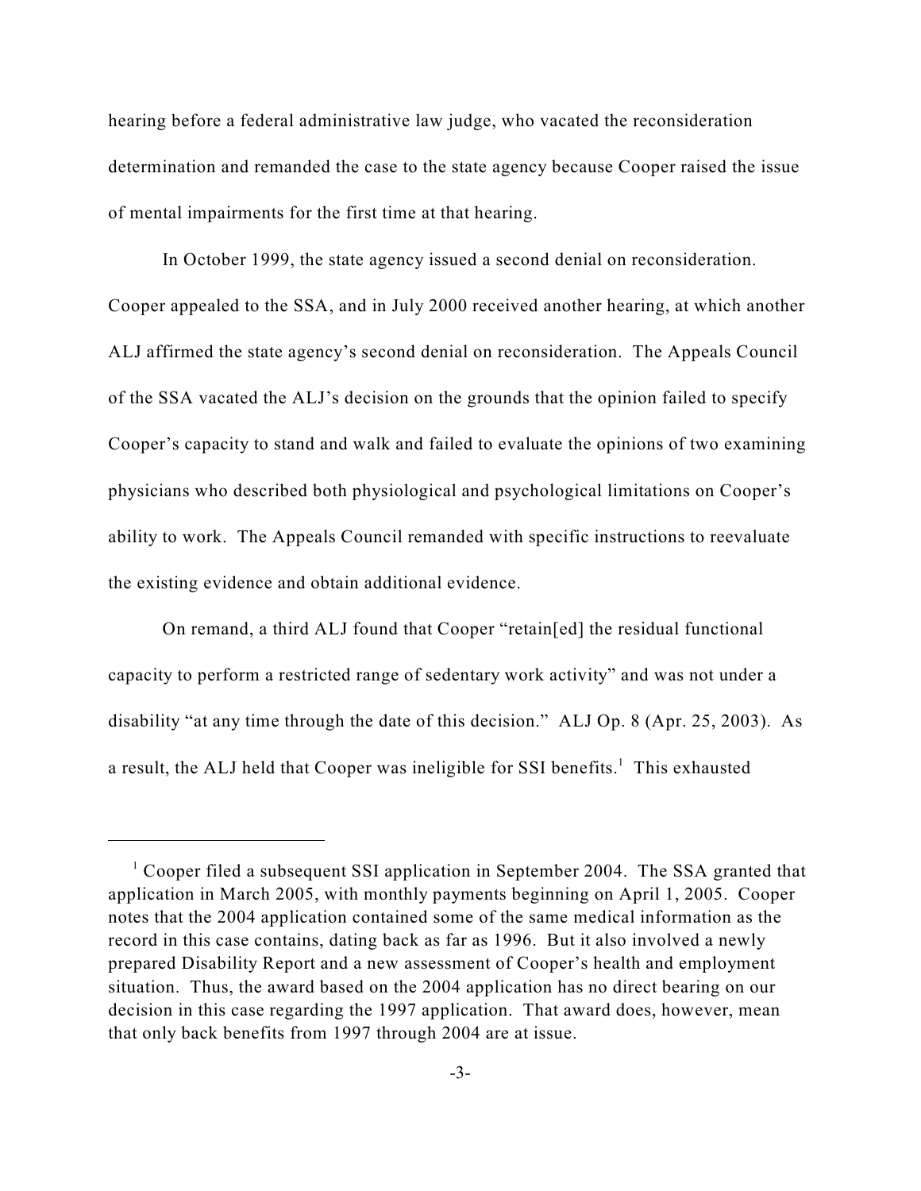hearing before a federal administrative law judge, who vacated the reconsideration determination and remanded the case to the state agency because Cooper raised the issue of mental impairments for the first time at that hearing.

In October 1999, the state agency issued a second denial on reconsideration. Cooper appealed to the SSA, and in July 2000 received another hearing, at which another ALJ affirmed the state agency's second denial on reconsideration. The Appeals Council of the SSA vacated the ALJ's decision on the grounds that the opinion failed to specify Cooper's capacity to stand and walk and failed to evaluate the opinions of two examining physicians who described both physiological and psychological limitations on Cooper's ability to work. The Appeals Council remanded with specific instructions to reevaluate the existing evidence and obtain additional evidence.

On remand, a third ALJ found that Cooper "retain[ed] the residual functional capacity to perform a restricted range of sedentary work activity" and was not under a disability "at any time through the date of this decision." ALJ Op. 8 (Apr. 25, 2003). As a result, the ALJ held that Cooper was ineligible for SSI benefits.[1] This exhausted

---

[1] Cooper filed a subsequent SSI application in September 2004. The SSA granted that application in March 2005, with monthly payments beginning on April 1, 2005. Cooper notes that the 2004 application contained some of the same medical information as the record in this case contains, dating back as far as 1996. But it also involved a newly prepared Disability Report and a new assessment of Cooper's health and employment situation. Thus, the award based on the 2004 application has no direct bearing on our decision in this case regarding the 1997 application. That award does, however, mean that only back benefits from 1997 through 2004 are at issue.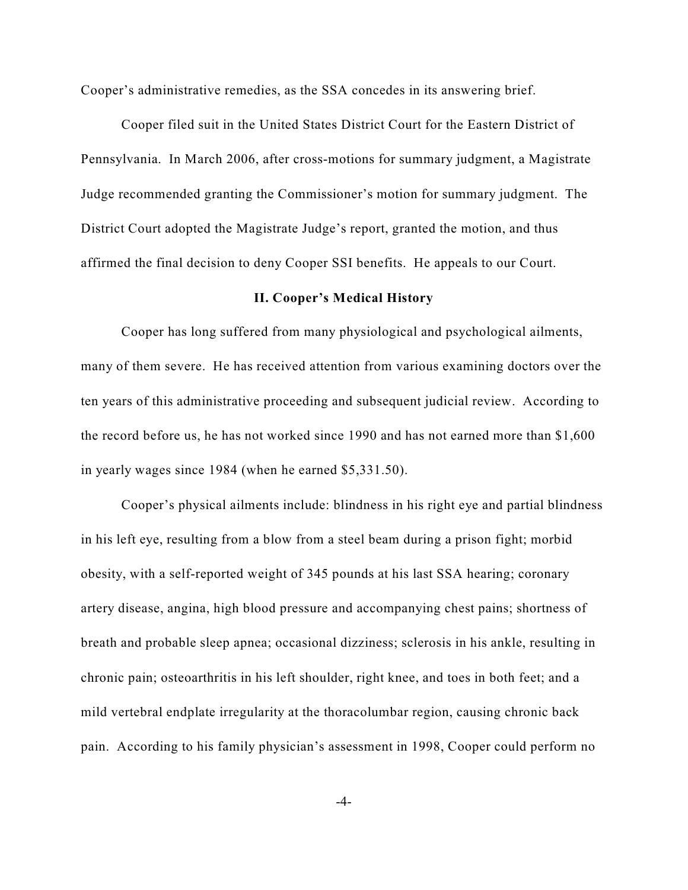Cooper's administrative remedies, as the SSA concedes in its answering brief.

Cooper filed suit in the United States District Court for the Eastern District of Pennsylvania. In March 2006, after cross-motions for summary judgment, a Magistrate Judge recommended granting the Commissioner's motion for summary judgment. The District Court adopted the Magistrate Judge's report, granted the motion, and thus affirmed the final decision to deny Cooper SSI benefits. He appeals to our Court.

## II. Cooper's Medical History

Cooper has long suffered from many physiological and psychological ailments, many of them severe. He has received attention from various examining doctors over the ten years of this administrative proceeding and subsequent judicial review. According to the record before us, he has not worked since 1990 and has not earned more than $1,600 in yearly wages since 1984 (when he earned $5,331.50).

Cooper's physical ailments include: blindness in his right eye and partial blindness in his left eye, resulting from a blow from a steel beam during a prison fight; morbid obesity, with a self-reported weight of 345 pounds at his last SSA hearing; coronary artery disease, angina, high blood pressure and accompanying chest pains; shortness of breath and probable sleep apnea; occasional dizziness; sclerosis in his ankle, resulting in chronic pain; osteoarthritis in his left shoulder, right knee, and toes in both feet; and a mild vertebral endplate irregularity at the thoracolumbar region, causing chronic back pain. According to his family physician's assessment in 1998, Cooper could perform no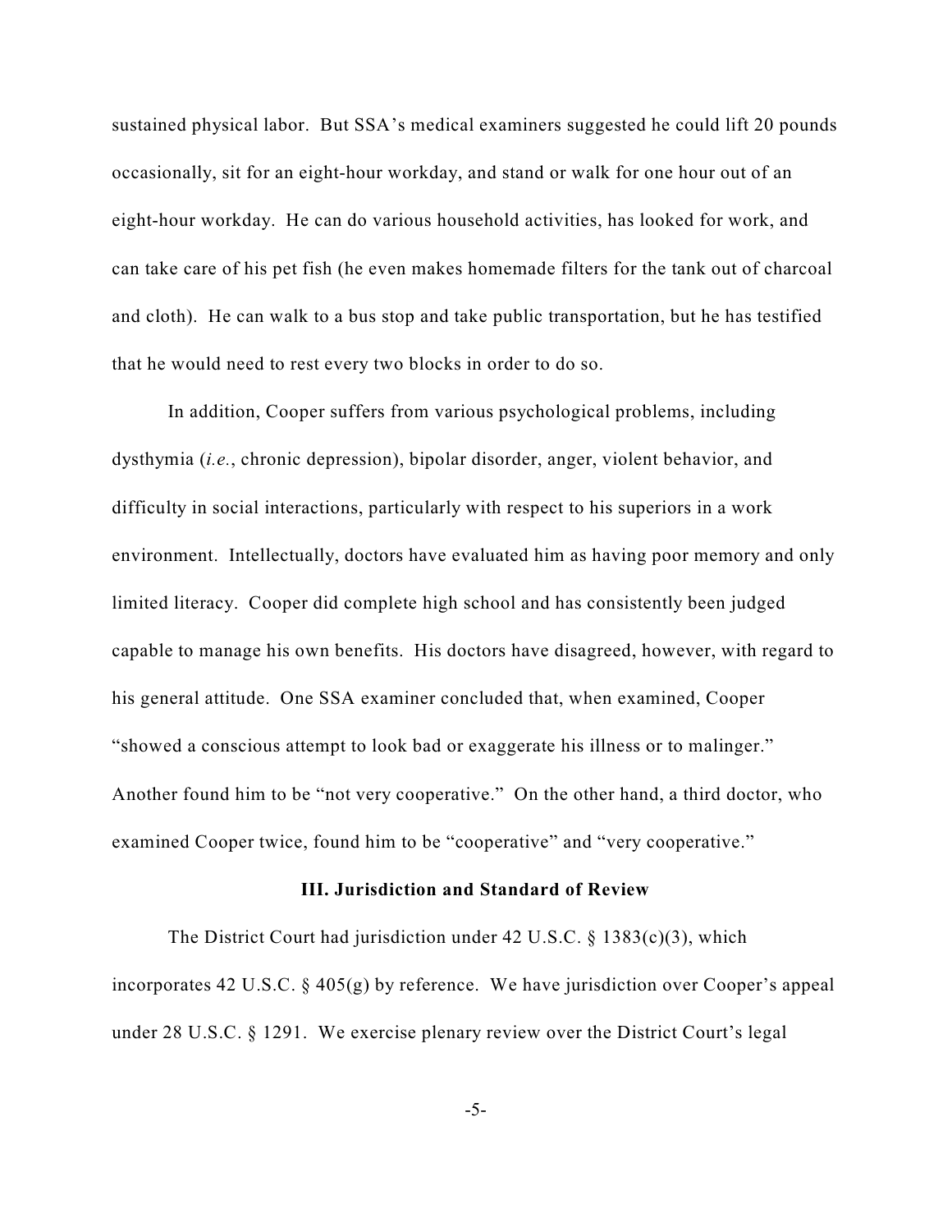sustained physical labor. But SSA's medical examiners suggested he could lift 20 pounds occasionally, sit for an eight-hour workday, and stand or walk for one hour out of an eight-hour workday. He can do various household activities, has looked for work, and can take care of his pet fish (he even makes homemade filters for the tank out of charcoal and cloth). He can walk to a bus stop and take public transportation, but he has testified that he would need to rest every two blocks in order to do so.

In addition, Cooper suffers from various psychological problems, including dysthymia (*i.e.*, chronic depression), bipolar disorder, anger, violent behavior, and difficulty in social interactions, particularly with respect to his superiors in a work environment. Intellectually, doctors have evaluated him as having poor memory and only limited literacy. Cooper did complete high school and has consistently been judged capable to manage his own benefits. His doctors have disagreed, however, with regard to his general attitude. One SSA examiner concluded that, when examined, Cooper "showed a conscious attempt to look bad or exaggerate his illness or to malinger." Another found him to be "not very cooperative." On the other hand, a third doctor, who examined Cooper twice, found him to be "cooperative" and "very cooperative."

### III. Jurisdiction and Standard of Review

The District Court had jurisdiction under 42 U.S.C. § 1383(c)(3), which incorporates 42 U.S.C. § 405(g) by reference. We have jurisdiction over Cooper's appeal under 28 U.S.C. § 1291. We exercise plenary review over the District Court's legal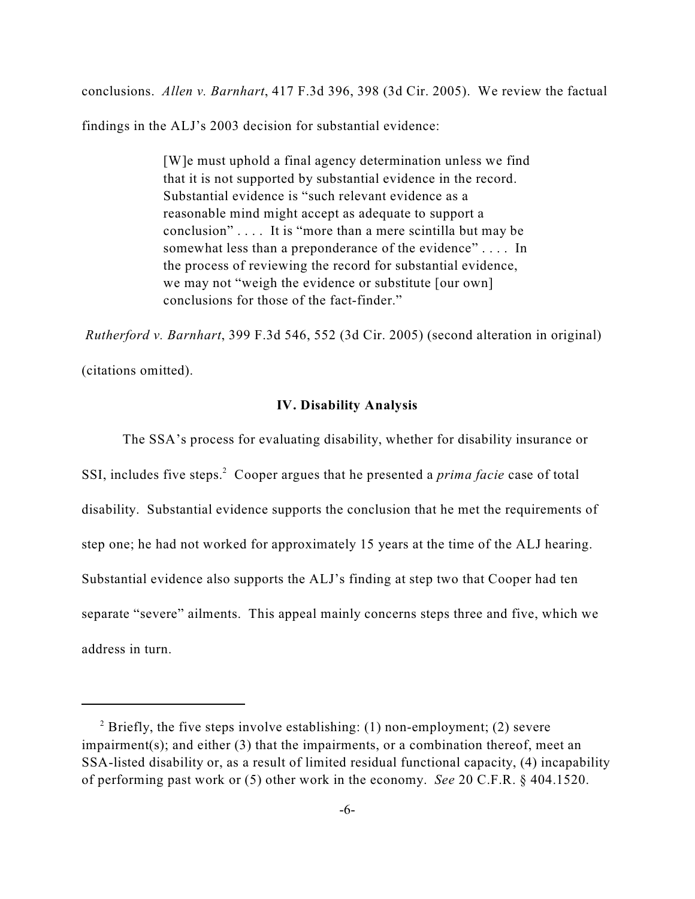conclusions. *Allen v. Barnhart*, 417 F.3d 396, 398 (3d Cir. 2005). We review the factual findings in the ALJ's 2003 decision for substantial evidence:

> [W]e must uphold a final agency determination unless we find that it is not supported by substantial evidence in the record. Substantial evidence is "such relevant evidence as a reasonable mind might accept as adequate to support a conclusion" . . . . It is "more than a mere scintilla but may be somewhat less than a preponderance of the evidence" . . . . In the process of reviewing the record for substantial evidence, we may not "weigh the evidence or substitute [our own] conclusions for those of the fact-finder."

*Rutherford v. Barnhart*, 399 F.3d 546, 552 (3d Cir. 2005) (second alteration in original) (citations omitted).

### IV. Disability Analysis

The SSA's process for evaluating disability, whether for disability insurance or SSI, includes five steps.[2] Cooper argues that he presented a *prima facie* case of total disability. Substantial evidence supports the conclusion that he met the requirements of step one; he had not worked for approximately 15 years at the time of the ALJ hearing. Substantial evidence also supports the ALJ's finding at step two that Cooper had ten separate "severe" ailments. This appeal mainly concerns steps three and five, which we address in turn.

---

[2] Briefly, the five steps involve establishing: (1) non-employment; (2) severe impairment(s); and either (3) that the impairments, or a combination thereof, meet an SSA-listed disability or, as a result of limited residual functional capacity, (4) incapability of performing past work or (5) other work in the economy. *See* 20 C.F.R. § 404.1520.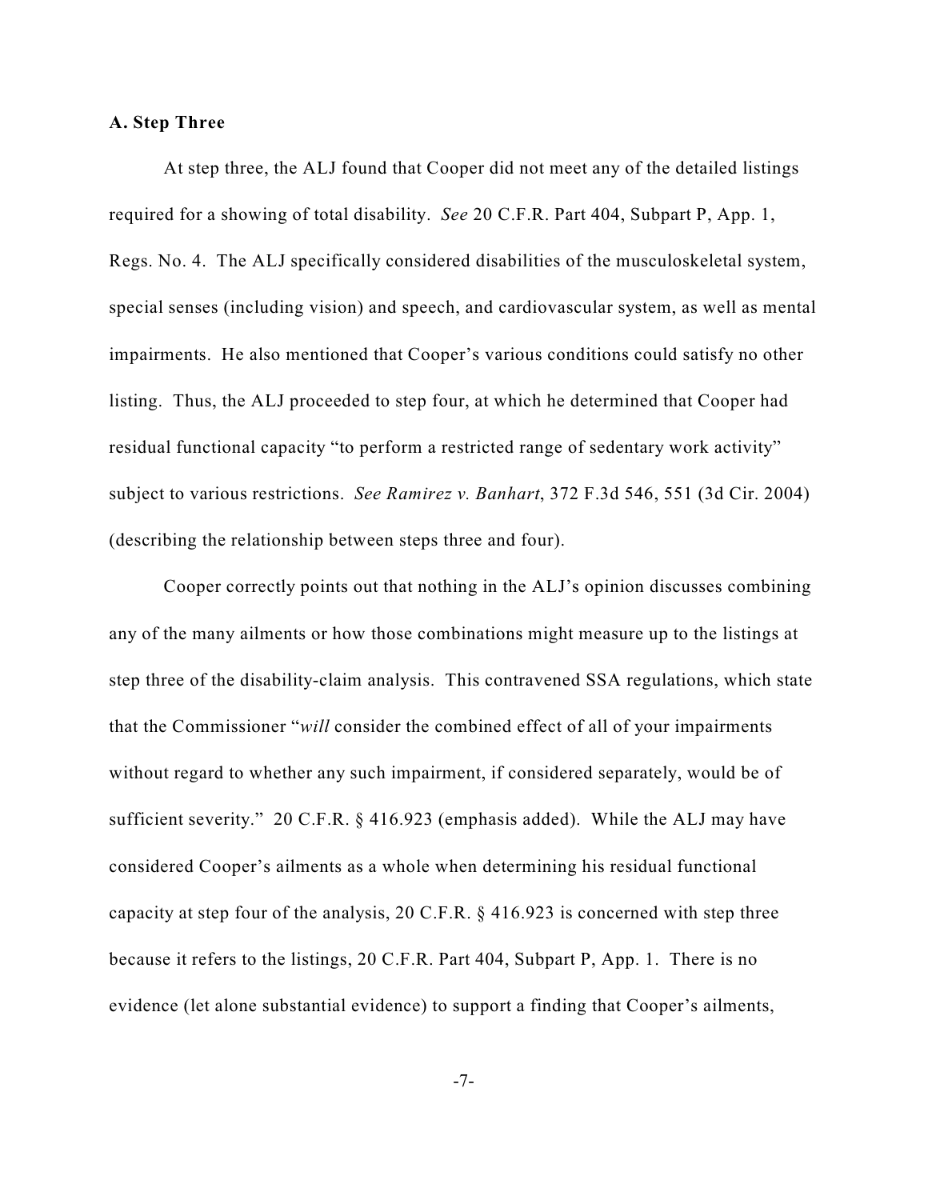**A. Step Three**

At step three, the ALJ found that Cooper did not meet any of the detailed listings required for a showing of total disability. *See* 20 C.F.R. Part 404, Subpart P, App. 1, Regs. No. 4. The ALJ specifically considered disabilities of the musculoskeletal system, special senses (including vision) and speech, and cardiovascular system, as well as mental impairments. He also mentioned that Cooper's various conditions could satisfy no other listing. Thus, the ALJ proceeded to step four, at which he determined that Cooper had residual functional capacity "to perform a restricted range of sedentary work activity" subject to various restrictions. *See Ramirez v. Banhart*, 372 F.3d 546, 551 (3d Cir. 2004) (describing the relationship between steps three and four).

Cooper correctly points out that nothing in the ALJ's opinion discusses combining any of the many ailments or how those combinations might measure up to the listings at step three of the disability-claim analysis. This contravened SSA regulations, which state that the Commissioner "*will* consider the combined effect of all of your impairments without regard to whether any such impairment, if considered separately, would be of sufficient severity." 20 C.F.R. § 416.923 (emphasis added). While the ALJ may have considered Cooper's ailments as a whole when determining his residual functional capacity at step four of the analysis, 20 C.F.R. § 416.923 is concerned with step three because it refers to the listings, 20 C.F.R. Part 404, Subpart P, App. 1. There is no evidence (let alone substantial evidence) to support a finding that Cooper's ailments,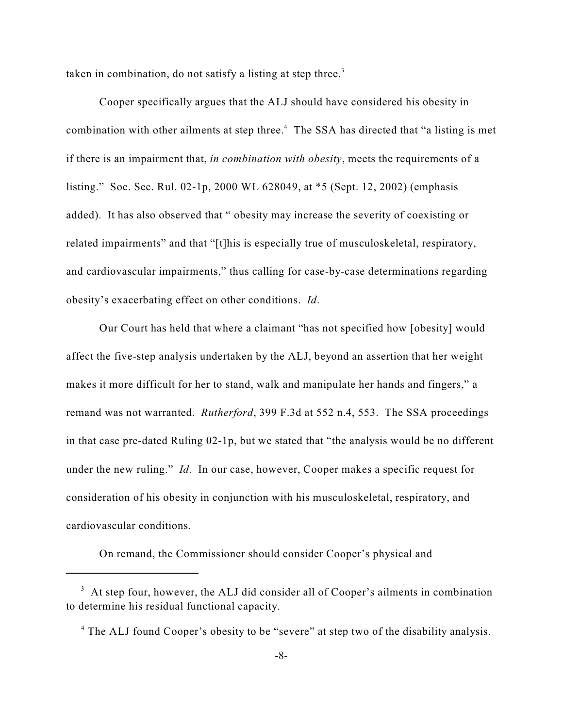taken in combination, do not satisfy a listing at step three.[3]

Cooper specifically argues that the ALJ should have considered his obesity in combination with other ailments at step three.[4] The SSA has directed that "a listing is met if there is an impairment that, *in combination with obesity*, meets the requirements of a listing." Soc. Sec. Rul. 02-1p, 2000 WL 628049, at *5 (Sept. 12, 2002) (emphasis added). It has also observed that " obesity may increase the severity of coexisting or related impairments" and that "[t]his is especially true of musculoskeletal, respiratory, and cardiovascular impairments," thus calling for case-by-case determinations regarding obesity's exacerbating effect on other conditions. *Id*.

Our Court has held that where a claimant "has not specified how [obesity] would affect the five-step analysis undertaken by the ALJ, beyond an assertion that her weight makes it more difficult for her to stand, walk and manipulate her hands and fingers," a remand was not warranted. *Rutherford*, 399 F.3d at 552 n.4, 553. The SSA proceedings in that case pre-dated Ruling 02-1p, but we stated that "the analysis would be no different under the new ruling." *Id.* In our case, however, Cooper makes a specific request for consideration of his obesity in conjunction with his musculoskeletal, respiratory, and cardiovascular conditions.

On remand, the Commissioner should consider Cooper's physical and

---

[3] At step four, however, the ALJ did consider all of Cooper's ailments in combination to determine his residual functional capacity.

[4] The ALJ found Cooper's obesity to be "severe" at step two of the disability analysis.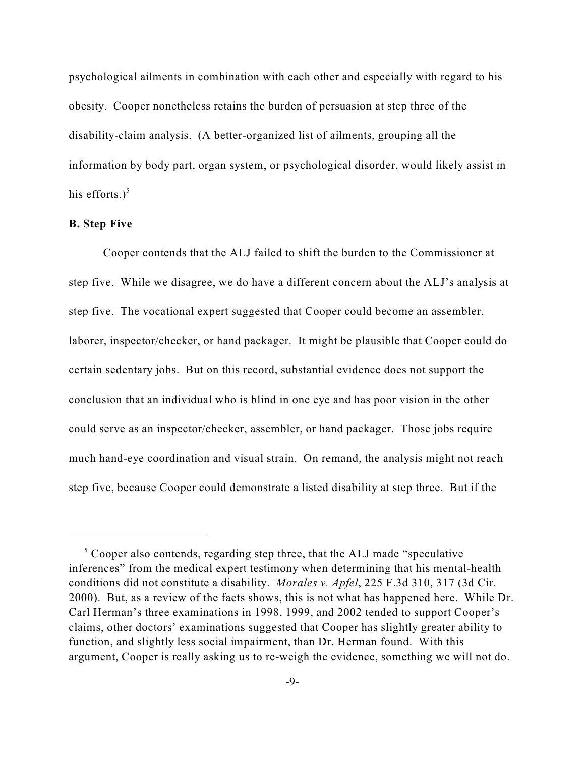psychological ailments in combination with each other and especially with regard to his obesity. Cooper nonetheless retains the burden of persuasion at step three of the disability-claim analysis. (A better-organized list of ailments, grouping all the information by body part, organ system, or psychological disorder, would likely assist in his efforts.)[5]

**B. Step Five**

Cooper contends that the ALJ failed to shift the burden to the Commissioner at step five. While we disagree, we do have a different concern about the ALJ's analysis at step five. The vocational expert suggested that Cooper could become an assembler, laborer, inspector/checker, or hand packager. It might be plausible that Cooper could do certain sedentary jobs. But on this record, substantial evidence does not support the conclusion that an individual who is blind in one eye and has poor vision in the other could serve as an inspector/checker, assembler, or hand packager. Those jobs require much hand-eye coordination and visual strain. On remand, the analysis might not reach step five, because Cooper could demonstrate a listed disability at step three. But if the

---

[5] Cooper also contends, regarding step three, that the ALJ made "speculative inferences" from the medical expert testimony when determining that his mental-health conditions did not constitute a disability. *Morales v. Apfel*, 225 F.3d 310, 317 (3d Cir. 2000). But, as a review of the facts shows, this is not what has happened here. While Dr. Carl Herman's three examinations in 1998, 1999, and 2002 tended to support Cooper's claims, other doctors' examinations suggested that Cooper has slightly greater ability to function, and slightly less social impairment, than Dr. Herman found. With this argument, Cooper is really asking us to re-weigh the evidence, something we will not do.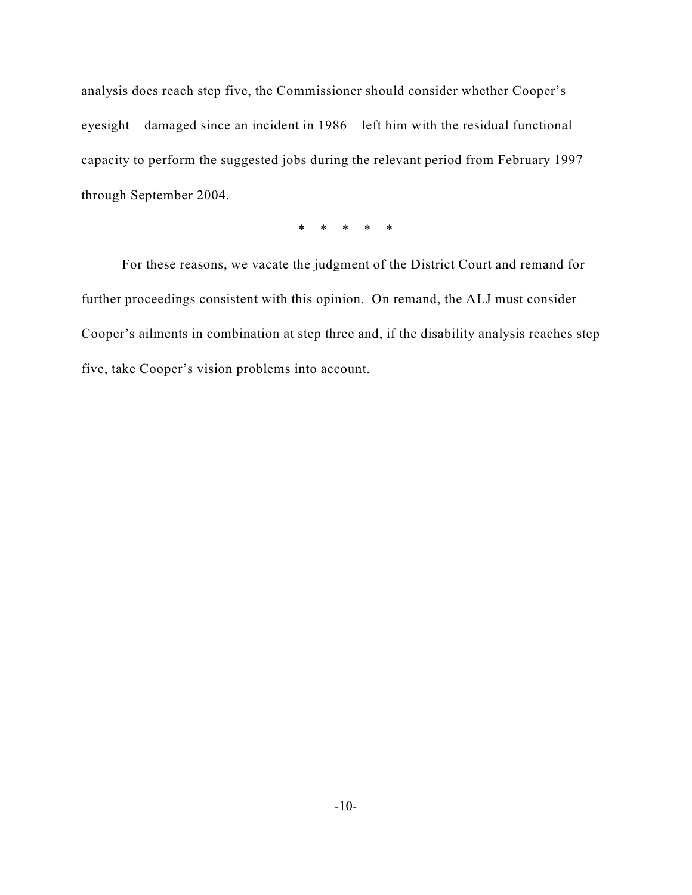analysis does reach step five, the Commissioner should consider whether Cooper's eyesight—damaged since an incident in 1986—left him with the residual functional capacity to perform the suggested jobs during the relevant period from February 1997 through September 2004.

\* \* \* \* \*

For these reasons, we vacate the judgment of the District Court and remand for further proceedings consistent with this opinion. On remand, the ALJ must consider Cooper's ailments in combination at step three and, if the disability analysis reaches step five, take Cooper's vision problems into account.